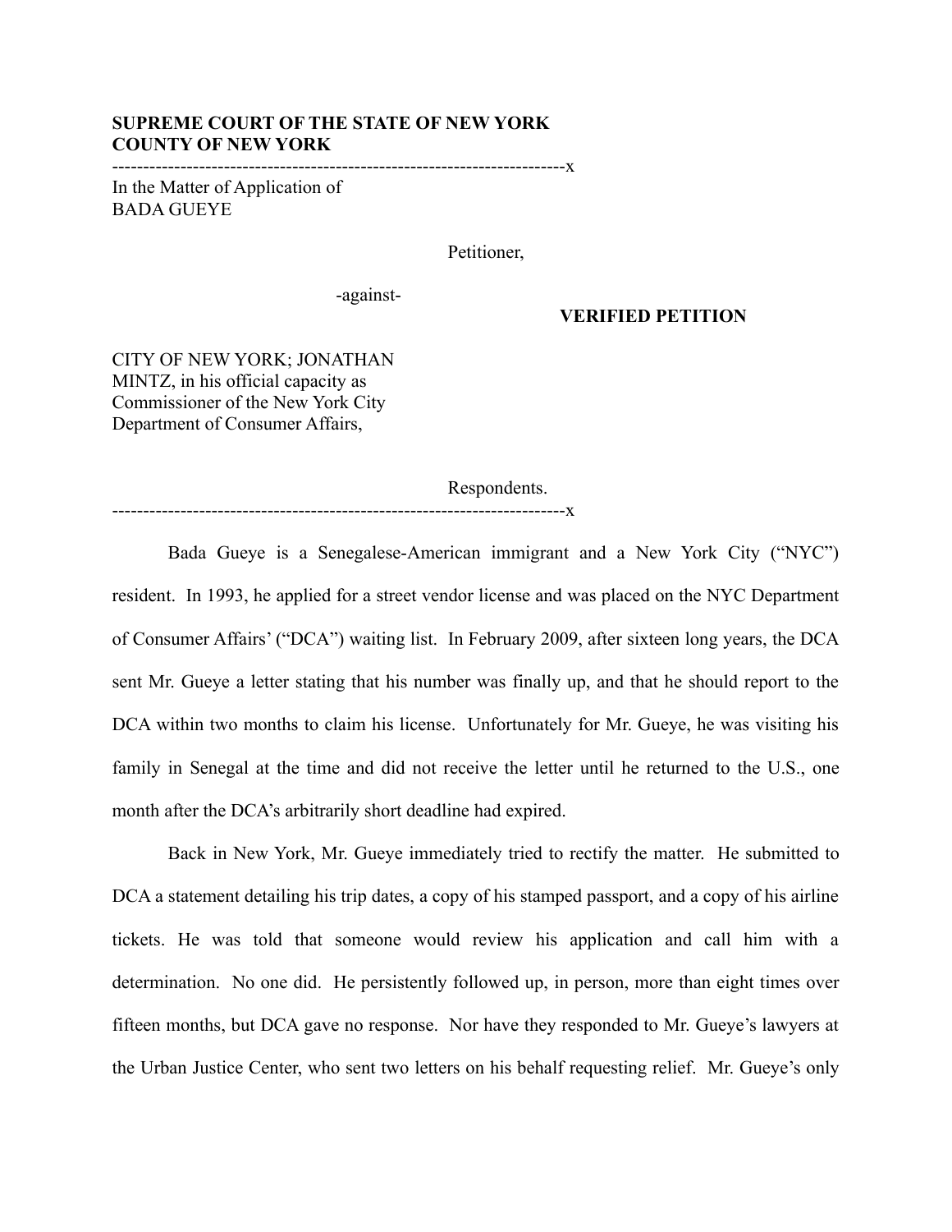**SUPREME COURT OF THE STATE OF NEW YORK**
**COUNTY OF NEW YORK**

--------------------------------------------------------------------------x

In the Matter of Application of
BADA GUEYE

Petitioner,

-against-

**VERIFIED PETITION**

CITY OF NEW YORK; JONATHAN MINTZ, in his official capacity as Commissioner of the New York City Department of Consumer Affairs,

Respondents.

--------------------------------------------------------------------------x

Bada Gueye is a Senegalese-American immigrant and a New York City ("NYC") resident. In 1993, he applied for a street vendor license and was placed on the NYC Department of Consumer Affairs' ("DCA") waiting list. In February 2009, after sixteen long years, the DCA sent Mr. Gueye a letter stating that his number was finally up, and that he should report to the DCA within two months to claim his license. Unfortunately for Mr. Gueye, he was visiting his family in Senegal at the time and did not receive the letter until he returned to the U.S., one month after the DCA's arbitrarily short deadline had expired.

Back in New York, Mr. Gueye immediately tried to rectify the matter. He submitted to DCA a statement detailing his trip dates, a copy of his stamped passport, and a copy of his airline tickets. He was told that someone would review his application and call him with a determination. No one did. He persistently followed up, in person, more than eight times over fifteen months, but DCA gave no response. Nor have they responded to Mr. Gueye's lawyers at the Urban Justice Center, who sent two letters on his behalf requesting relief. Mr. Gueye's only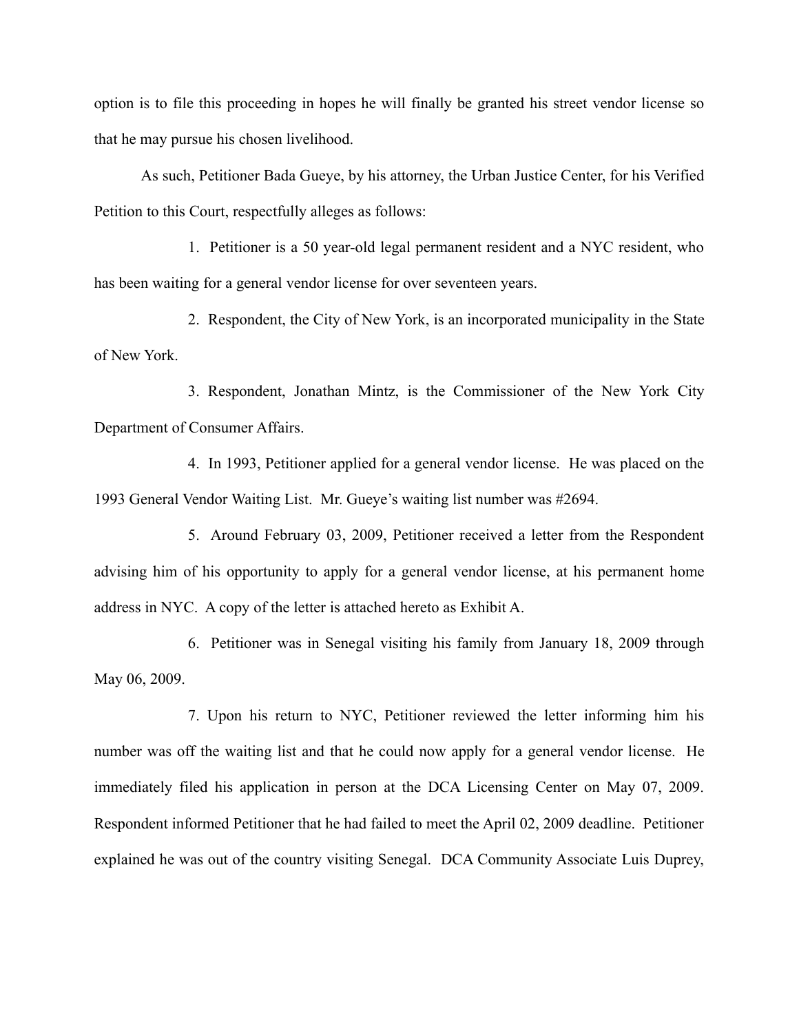option is to file this proceeding in hopes he will finally be granted his street vendor license so that he may pursue his chosen livelihood.

As such, Petitioner Bada Gueye, by his attorney, the Urban Justice Center, for his Verified Petition to this Court, respectfully alleges as follows:

1. Petitioner is a 50 year-old legal permanent resident and a NYC resident, who has been waiting for a general vendor license for over seventeen years.

2. Respondent, the City of New York, is an incorporated municipality in the State of New York.

3. Respondent, Jonathan Mintz, is the Commissioner of the New York City Department of Consumer Affairs.

4. In 1993, Petitioner applied for a general vendor license. He was placed on the 1993 General Vendor Waiting List. Mr. Gueye's waiting list number was #2694.

5. Around February 03, 2009, Petitioner received a letter from the Respondent advising him of his opportunity to apply for a general vendor license, at his permanent home address in NYC. A copy of the letter is attached hereto as Exhibit A.

6. Petitioner was in Senegal visiting his family from January 18, 2009 through May 06, 2009.

7. Upon his return to NYC, Petitioner reviewed the letter informing him his number was off the waiting list and that he could now apply for a general vendor license. He immediately filed his application in person at the DCA Licensing Center on May 07, 2009. Respondent informed Petitioner that he had failed to meet the April 02, 2009 deadline. Petitioner explained he was out of the country visiting Senegal. DCA Community Associate Luis Duprey,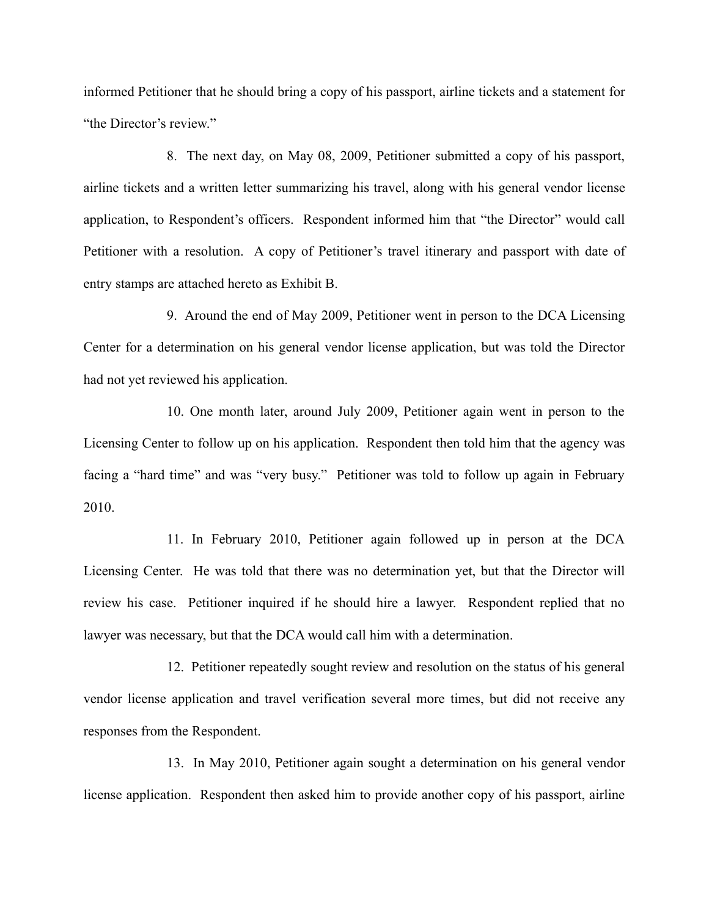informed Petitioner that he should bring a copy of his passport, airline tickets and a statement for "the Director's review."

8. The next day, on May 08, 2009, Petitioner submitted a copy of his passport, airline tickets and a written letter summarizing his travel, along with his general vendor license application, to Respondent's officers. Respondent informed him that "the Director" would call Petitioner with a resolution. A copy of Petitioner's travel itinerary and passport with date of entry stamps are attached hereto as Exhibit B.

9. Around the end of May 2009, Petitioner went in person to the DCA Licensing Center for a determination on his general vendor license application, but was told the Director had not yet reviewed his application.

10. One month later, around July 2009, Petitioner again went in person to the Licensing Center to follow up on his application. Respondent then told him that the agency was facing a "hard time" and was "very busy." Petitioner was told to follow up again in February 2010.

11. In February 2010, Petitioner again followed up in person at the DCA Licensing Center. He was told that there was no determination yet, but that the Director will review his case. Petitioner inquired if he should hire a lawyer. Respondent replied that no lawyer was necessary, but that the DCA would call him with a determination.

12. Petitioner repeatedly sought review and resolution on the status of his general vendor license application and travel verification several more times, but did not receive any responses from the Respondent.

13. In May 2010, Petitioner again sought a determination on his general vendor license application. Respondent then asked him to provide another copy of his passport, airline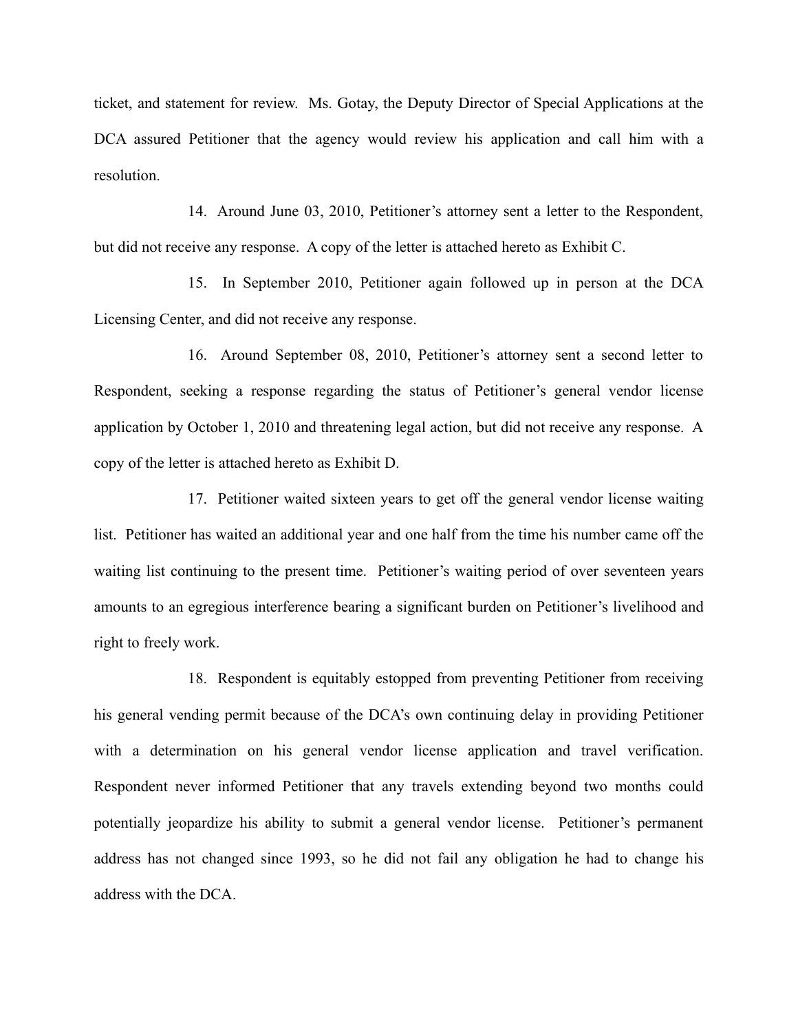ticket, and statement for review. Ms. Gotay, the Deputy Director of Special Applications at the DCA assured Petitioner that the agency would review his application and call him with a resolution.

14. Around June 03, 2010, Petitioner's attorney sent a letter to the Respondent, but did not receive any response. A copy of the letter is attached hereto as Exhibit C.

15. In September 2010, Petitioner again followed up in person at the DCA Licensing Center, and did not receive any response.

16. Around September 08, 2010, Petitioner's attorney sent a second letter to Respondent, seeking a response regarding the status of Petitioner's general vendor license application by October 1, 2010 and threatening legal action, but did not receive any response. A copy of the letter is attached hereto as Exhibit D.

17. Petitioner waited sixteen years to get off the general vendor license waiting list. Petitioner has waited an additional year and one half from the time his number came off the waiting list continuing to the present time. Petitioner's waiting period of over seventeen years amounts to an egregious interference bearing a significant burden on Petitioner's livelihood and right to freely work.

18. Respondent is equitably estopped from preventing Petitioner from receiving his general vending permit because of the DCA's own continuing delay in providing Petitioner with a determination on his general vendor license application and travel verification. Respondent never informed Petitioner that any travels extending beyond two months could potentially jeopardize his ability to submit a general vendor license. Petitioner's permanent address has not changed since 1993, so he did not fail any obligation he had to change his address with the DCA.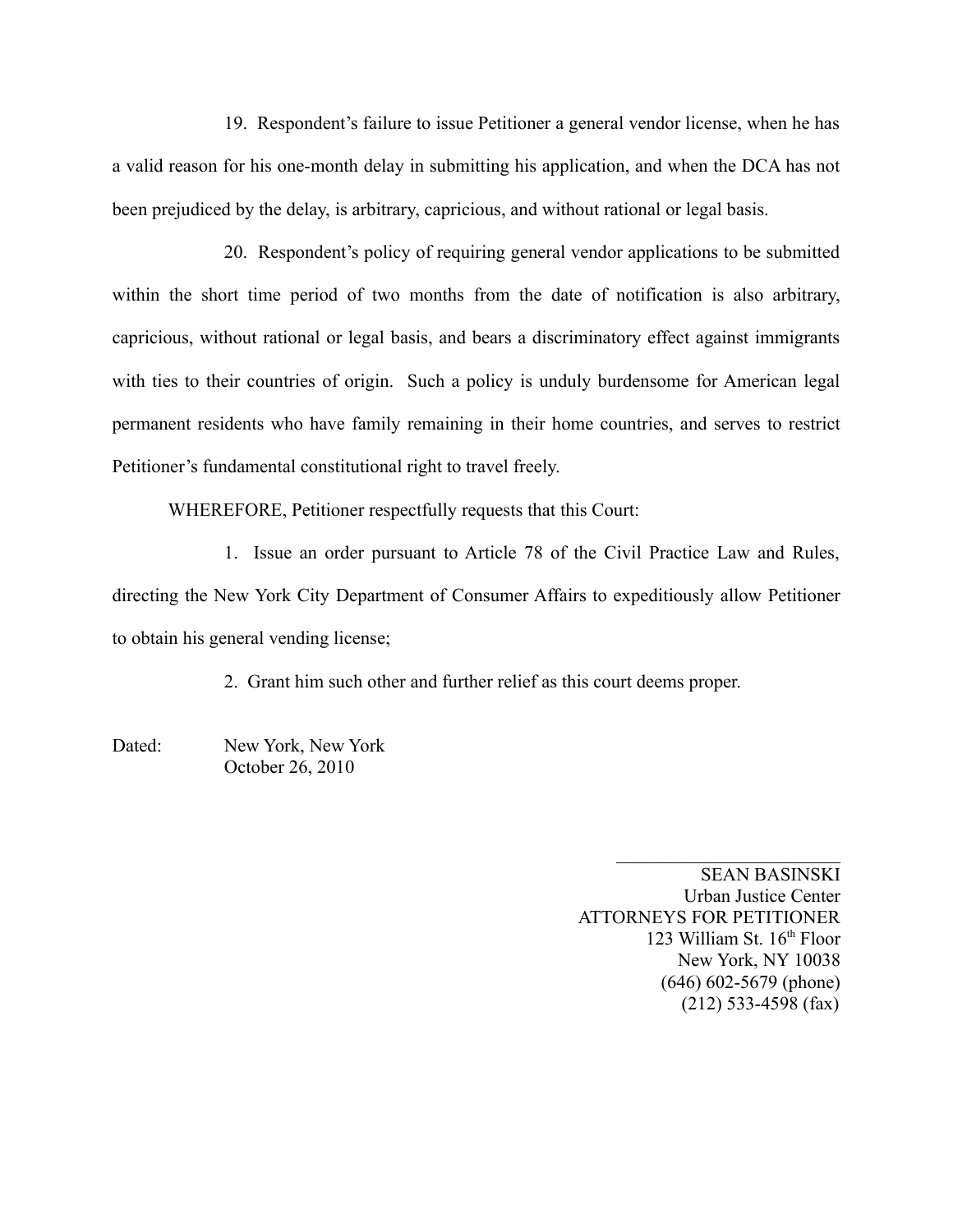19. Respondent's failure to issue Petitioner a general vendor license, when he has a valid reason for his one-month delay in submitting his application, and when the DCA has not been prejudiced by the delay, is arbitrary, capricious, and without rational or legal basis.

20. Respondent's policy of requiring general vendor applications to be submitted within the short time period of two months from the date of notification is also arbitrary, capricious, without rational or legal basis, and bears a discriminatory effect against immigrants with ties to their countries of origin. Such a policy is unduly burdensome for American legal permanent residents who have family remaining in their home countries, and serves to restrict Petitioner's fundamental constitutional right to travel freely.

WHEREFORE, Petitioner respectfully requests that this Court:

1. Issue an order pursuant to Article 78 of the Civil Practice Law and Rules, directing the New York City Department of Consumer Affairs to expeditiously allow Petitioner to obtain his general vending license;

2. Grant him such other and further relief as this court deems proper.

Dated: New York, New York
October 26, 2010

\_\_\_\_\_\_\_\_\_\_\_\_\_\_\_\_\_\_\_\_\_\_\_\_

SEAN BASINSKI
Urban Justice Center
ATTORNEYS FOR PETITIONER
123 William St. 16th Floor
New York, NY 10038
(646) 602-5679 (phone)
(212) 533-4598 (fax)